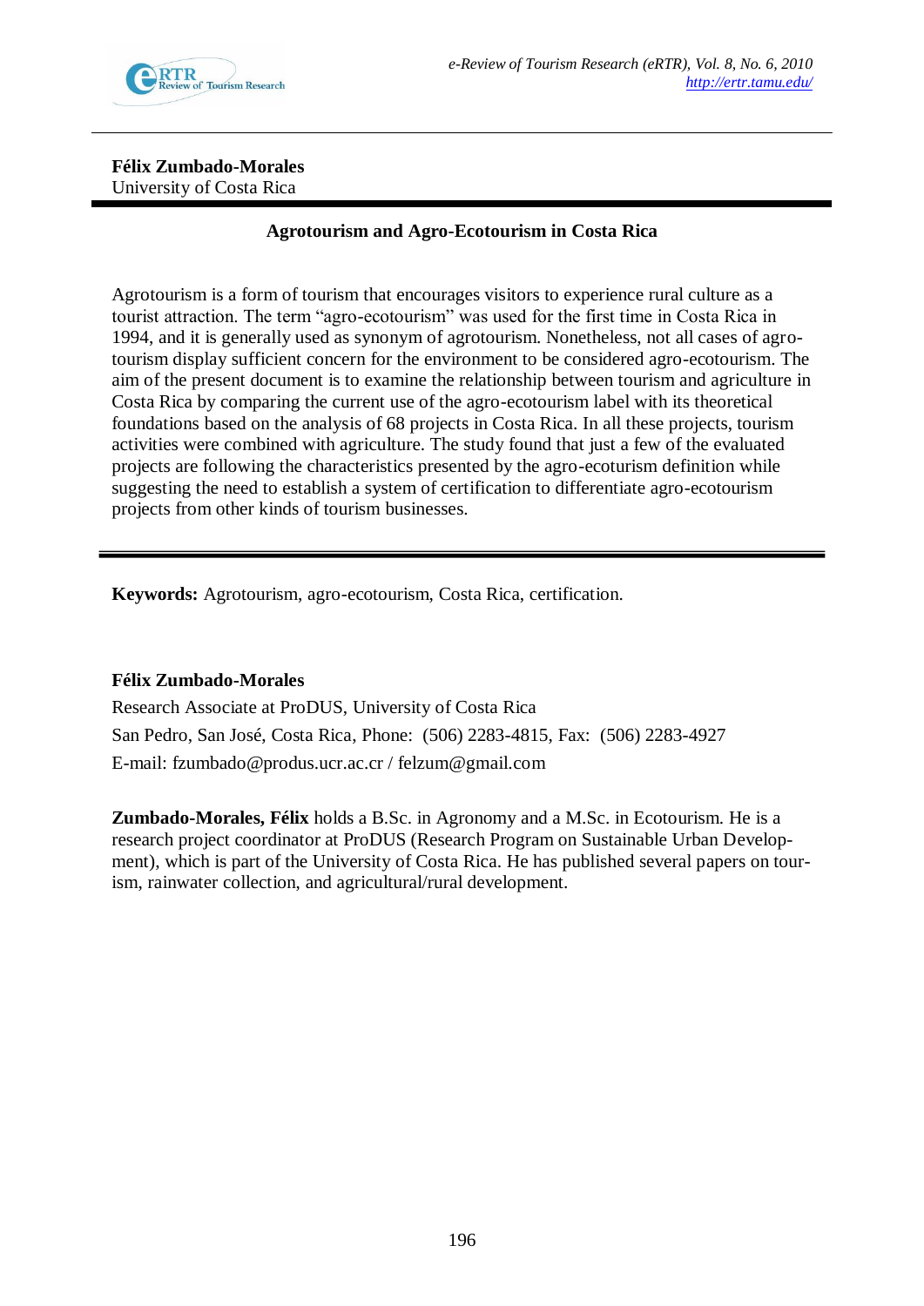**Félix Zumbado-Morales**
University of Costa Rica

# Agrotourism and Agro-Ecotourism in Costa Rica

Agrotourism is a form of tourism that encourages visitors to experience rural culture as a tourist attraction. The term "agro-ecotourism" was used for the first time in Costa Rica in 1994, and it is generally used as synonym of agrotourism. Nonetheless, not all cases of agro-tourism display sufficient concern for the environment to be considered agro-ecotourism. The aim of the present document is to examine the relationship between tourism and agriculture in Costa Rica by comparing the current use of the agro-ecotourism label with its theoretical foundations based on the analysis of 68 projects in Costa Rica. In all these projects, tourism activities were combined with agriculture. The study found that just a few of the evaluated projects are following the characteristics presented by the agro-ecoturism definition while suggesting the need to establish a system of certification to differentiate agro-ecotourism projects from other kinds of tourism businesses.

---

**Keywords:** Agrotourism, agro-ecotourism, Costa Rica, certification.

**Félix Zumbado-Morales**
Research Associate at ProDUS, University of Costa Rica
San Pedro, San José, Costa Rica, Phone: (506) 2283-4815, Fax: (506) 2283-4927
E-mail: fzumbado@produs.ucr.ac.cr / felzum@gmail.com

**Zumbado-Morales, Félix** holds a B.Sc. in Agronomy and a M.Sc. in Ecotourism. He is a research project coordinator at ProDUS (Research Program on Sustainable Urban Development), which is part of the University of Costa Rica. He has published several papers on tourism, rainwater collection, and agricultural/rural development.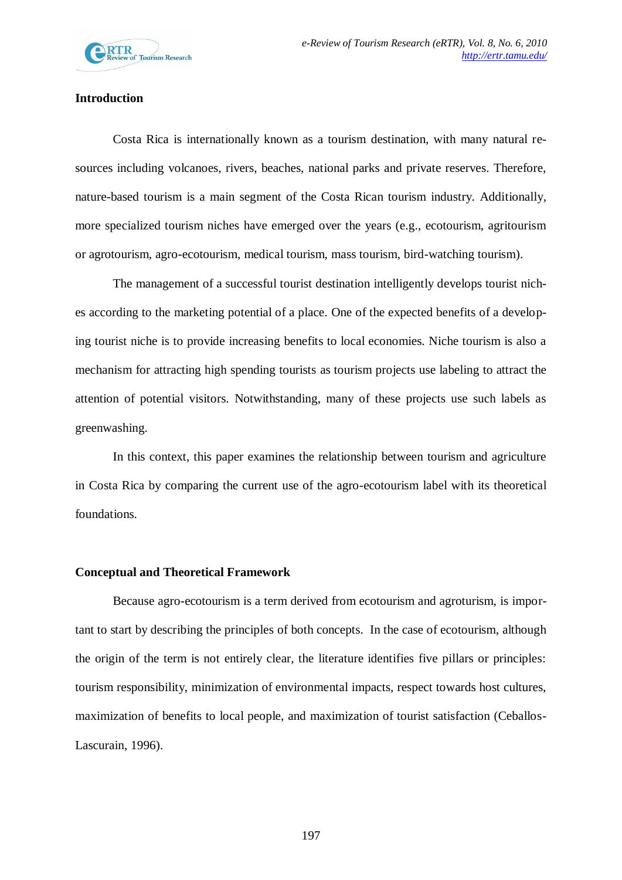## Introduction

Costa Rica is internationally known as a tourism destination, with many natural resources including volcanoes, rivers, beaches, national parks and private reserves. Therefore, nature-based tourism is a main segment of the Costa Rican tourism industry. Additionally, more specialized tourism niches have emerged over the years (e.g., ecotourism, agritourism or agrotourism, agro-ecotourism, medical tourism, mass tourism, bird-watching tourism).

The management of a successful tourist destination intelligently develops tourist niches according to the marketing potential of a place. One of the expected benefits of a developing tourist niche is to provide increasing benefits to local economies. Niche tourism is also a mechanism for attracting high spending tourists as tourism projects use labeling to attract the attention of potential visitors. Notwithstanding, many of these projects use such labels as greenwashing.

In this context, this paper examines the relationship between tourism and agriculture in Costa Rica by comparing the current use of the agro-ecotourism label with its theoretical foundations.

## Conceptual and Theoretical Framework

Because agro-ecotourism is a term derived from ecotourism and agroturism, is important to start by describing the principles of both concepts. In the case of ecotourism, although the origin of the term is not entirely clear, the literature identifies five pillars or principles: tourism responsibility, minimization of environmental impacts, respect towards host cultures, maximization of benefits to local people, and maximization of tourist satisfaction (Ceballos-Lascurain, 1996).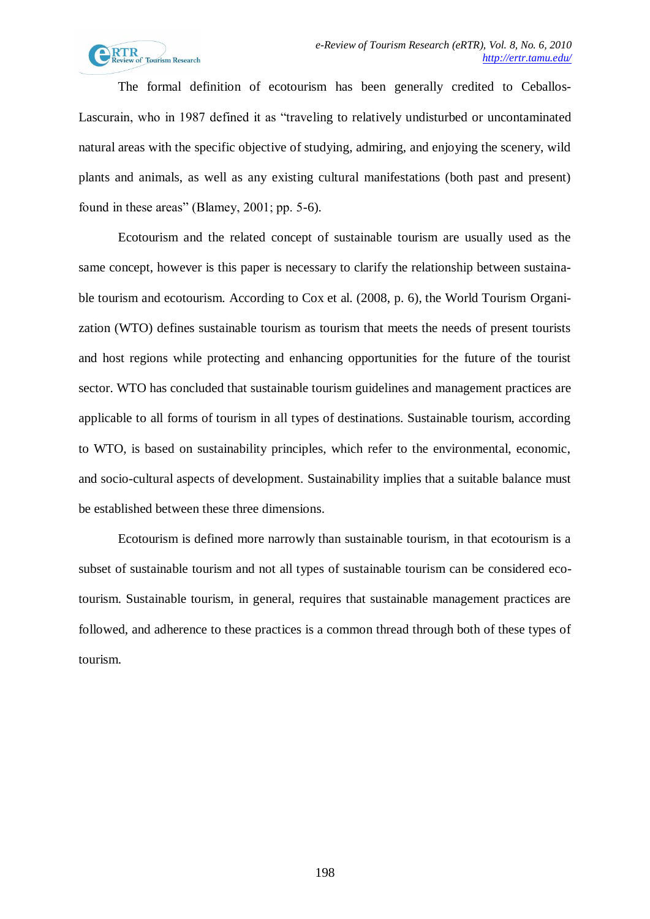The formal definition of ecotourism has been generally credited to Ceballos-Lascurain, who in 1987 defined it as "traveling to relatively undisturbed or uncontaminated natural areas with the specific objective of studying, admiring, and enjoying the scenery, wild plants and animals, as well as any existing cultural manifestations (both past and present) found in these areas" (Blamey, 2001; pp. 5-6).

Ecotourism and the related concept of sustainable tourism are usually used as the same concept, however is this paper is necessary to clarify the relationship between sustainable tourism and ecotourism. According to Cox et al. (2008, p. 6), the World Tourism Organization (WTO) defines sustainable tourism as tourism that meets the needs of present tourists and host regions while protecting and enhancing opportunities for the future of the tourist sector. WTO has concluded that sustainable tourism guidelines and management practices are applicable to all forms of tourism in all types of destinations. Sustainable tourism, according to WTO, is based on sustainability principles, which refer to the environmental, economic, and socio-cultural aspects of development. Sustainability implies that a suitable balance must be established between these three dimensions.

Ecotourism is defined more narrowly than sustainable tourism, in that ecotourism is a subset of sustainable tourism and not all types of sustainable tourism can be considered ecotourism. Sustainable tourism, in general, requires that sustainable management practices are followed, and adherence to these practices is a common thread through both of these types of tourism.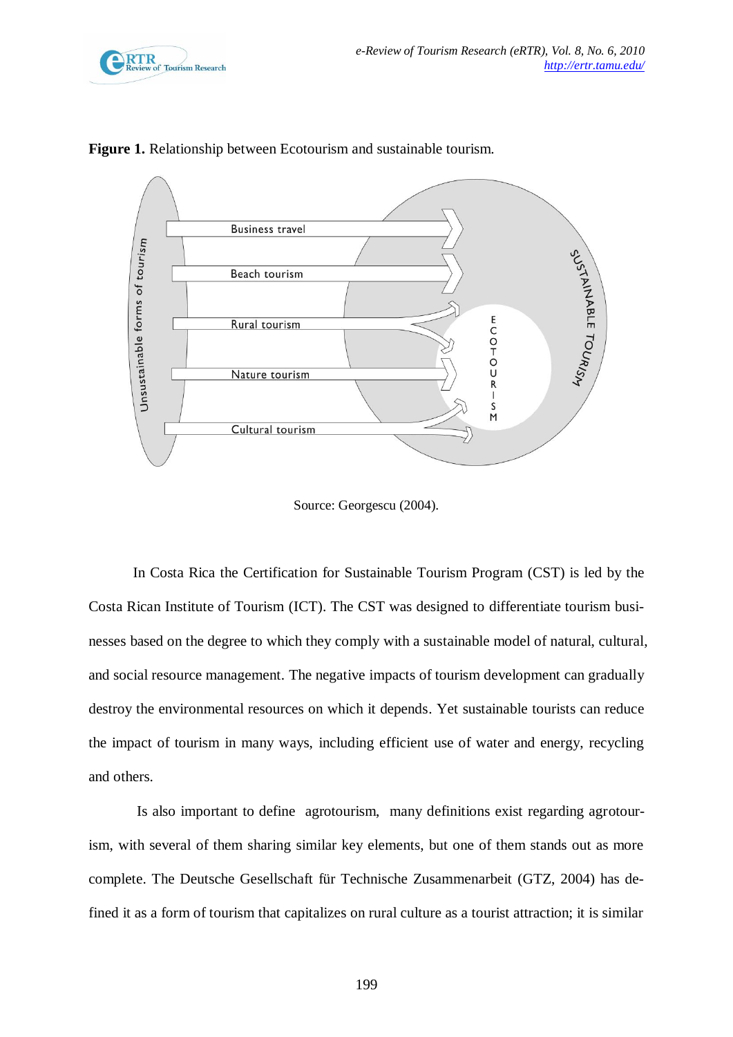**Figure 1.** Relationship between Ecotourism and sustainable tourism.

Source: Georgescu (2004).

In Costa Rica the Certification for Sustainable Tourism Program (CST) is led by the Costa Rican Institute of Tourism (ICT). The CST was designed to differentiate tourism businesses based on the degree to which they comply with a sustainable model of natural, cultural, and social resource management. The negative impacts of tourism development can gradually destroy the environmental resources on which it depends. Yet sustainable tourists can reduce the impact of tourism in many ways, including efficient use of water and energy, recycling and others.

Is also important to define agrotourism, many definitions exist regarding agrotourism, with several of them sharing similar key elements, but one of them stands out as more complete. The Deutsche Gesellschaft für Technische Zusammenarbeit (GTZ, 2004) has defined it as a form of tourism that capitalizes on rural culture as a tourist attraction; it is similar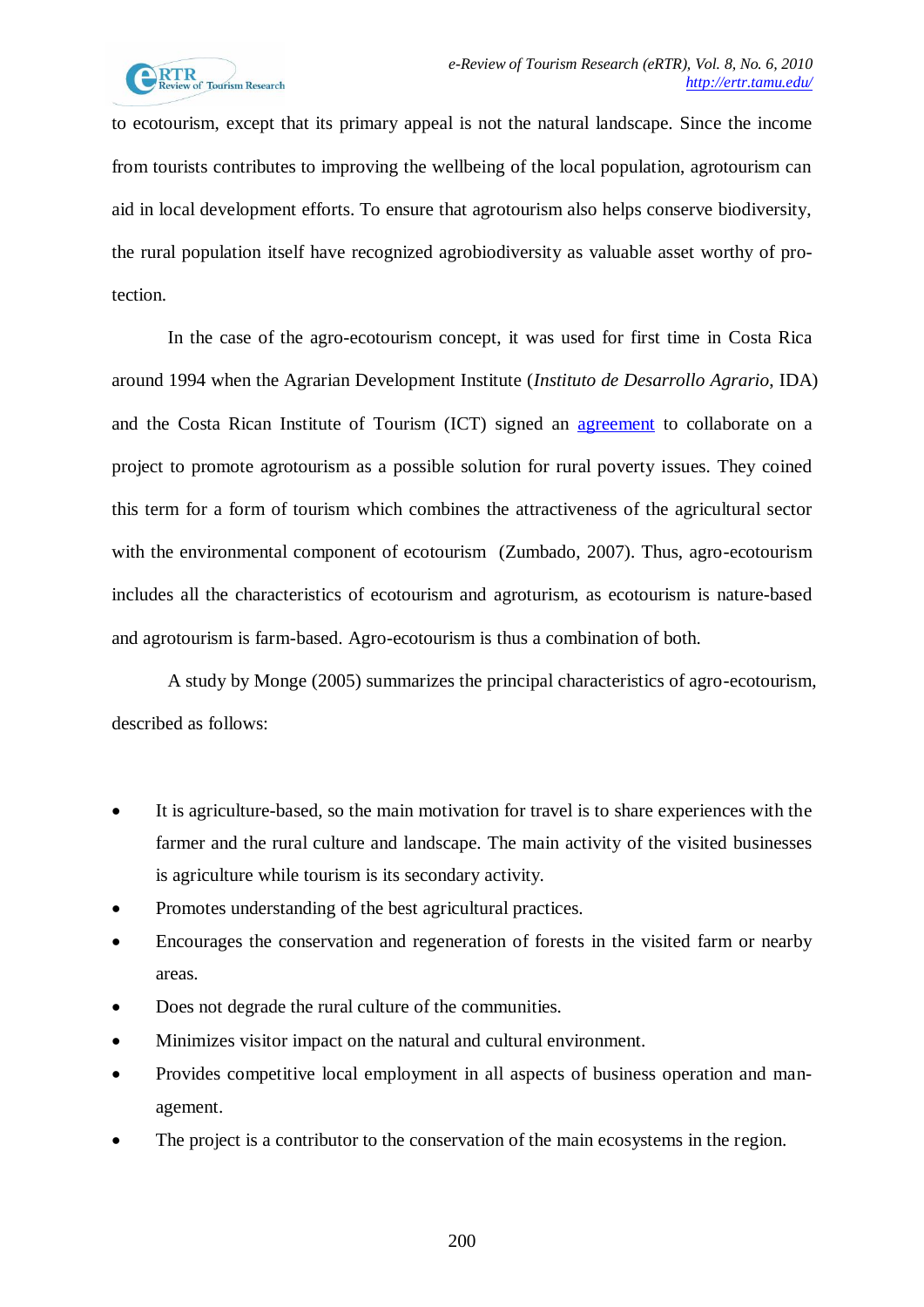to ecotourism, except that its primary appeal is not the natural landscape. Since the income from tourists contributes to improving the wellbeing of the local population, agrotourism can aid in local development efforts. To ensure that agrotourism also helps conserve biodiversity, the rural population itself have recognized agrobiodiversity as valuable asset worthy of protection.

In the case of the agro-ecotourism concept, it was used for first time in Costa Rica around 1994 when the Agrarian Development Institute (*Instituto de Desarrollo Agrario*, IDA) and the Costa Rican Institute of Tourism (ICT) signed an agreement to collaborate on a project to promote agrotourism as a possible solution for rural poverty issues. They coined this term for a form of tourism which combines the attractiveness of the agricultural sector with the environmental component of ecotourism (Zumbado, 2007). Thus, agro-ecotourism includes all the characteristics of ecotourism and agroturism, as ecotourism is nature-based and agrotourism is farm-based. Agro-ecotourism is thus a combination of both.

A study by Monge (2005) summarizes the principal characteristics of agro-ecotourism, described as follows:

- It is agriculture-based, so the main motivation for travel is to share experiences with the farmer and the rural culture and landscape. The main activity of the visited businesses is agriculture while tourism is its secondary activity.
- Promotes understanding of the best agricultural practices.
- Encourages the conservation and regeneration of forests in the visited farm or nearby areas.
- Does not degrade the rural culture of the communities.
- Minimizes visitor impact on the natural and cultural environment.
- Provides competitive local employment in all aspects of business operation and management.
- The project is a contributor to the conservation of the main ecosystems in the region.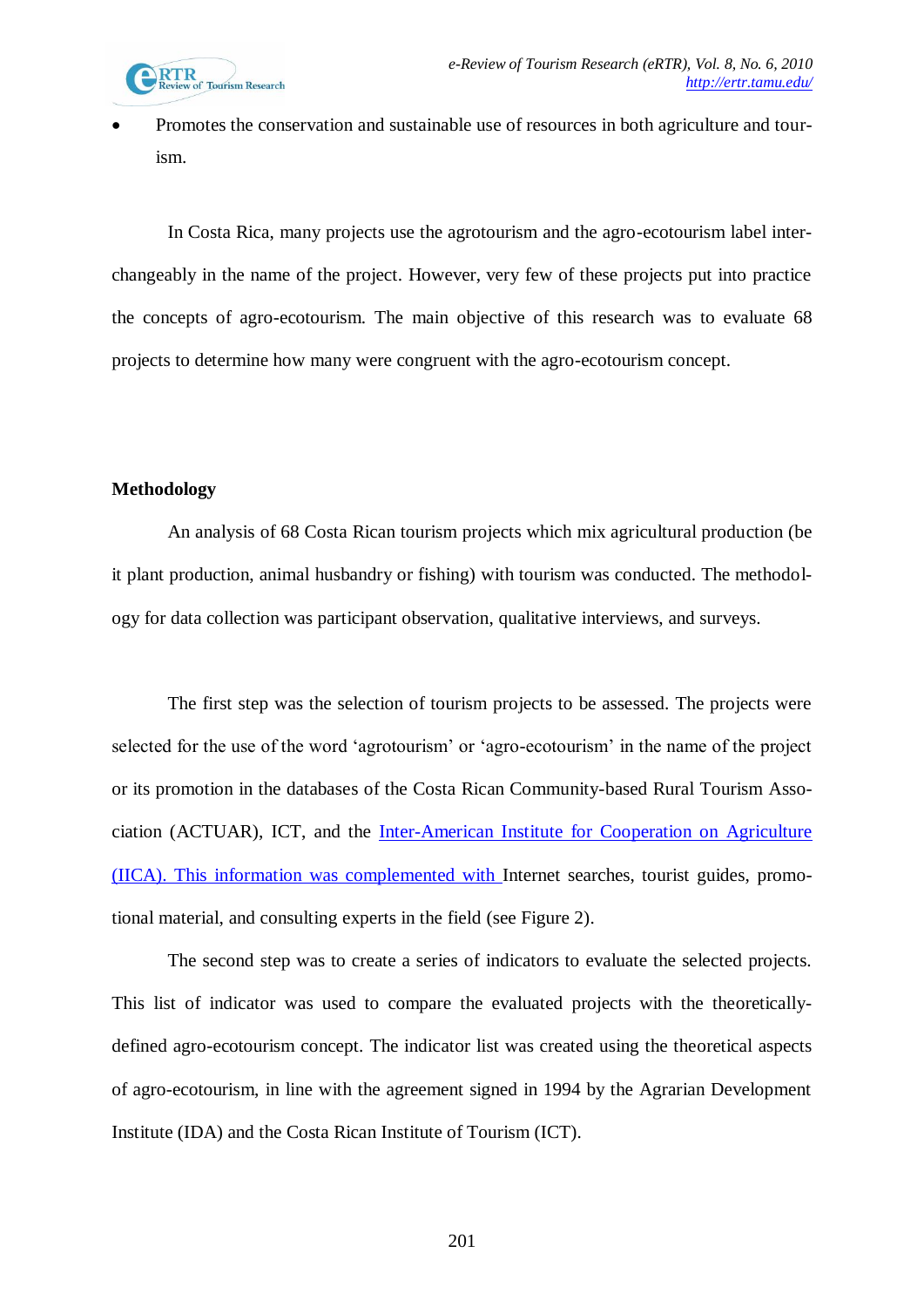- Promotes the conservation and sustainable use of resources in both agriculture and tourism.

In Costa Rica, many projects use the agrotourism and the agro-ecotourism label interchangeably in the name of the project. However, very few of these projects put into practice the concepts of agro-ecotourism. The main objective of this research was to evaluate 68 projects to determine how many were congruent with the agro-ecotourism concept.

**Methodology**

An analysis of 68 Costa Rican tourism projects which mix agricultural production (be it plant production, animal husbandry or fishing) with tourism was conducted. The methodology for data collection was participant observation, qualitative interviews, and surveys.

The first step was the selection of tourism projects to be assessed. The projects were selected for the use of the word 'agrotourism' or 'agro-ecotourism' in the name of the project or its promotion in the databases of the Costa Rican Community-based Rural Tourism Association (ACTUAR), ICT, and the Inter-American Institute for Cooperation on Agriculture (IICA). This information was complemented with Internet searches, tourist guides, promotional material, and consulting experts in the field (see Figure 2).

The second step was to create a series of indicators to evaluate the selected projects. This list of indicator was used to compare the evaluated projects with the theoretically-defined agro-ecotourism concept. The indicator list was created using the theoretical aspects of agro-ecotourism, in line with the agreement signed in 1994 by the Agrarian Development Institute (IDA) and the Costa Rican Institute of Tourism (ICT).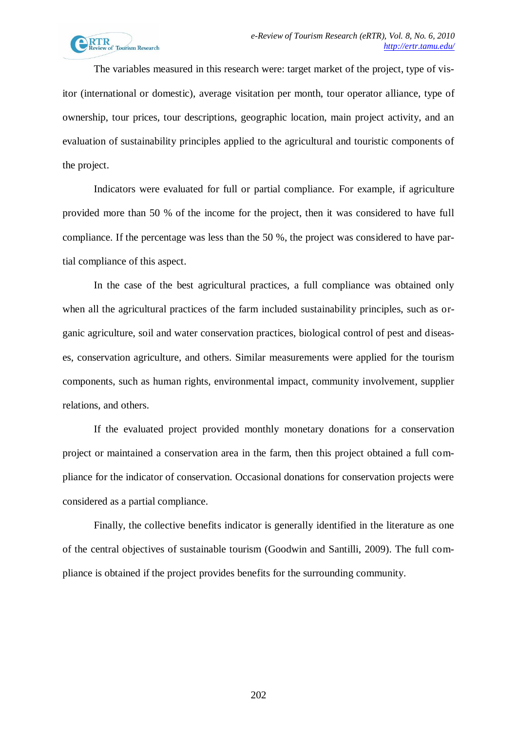The variables measured in this research were: target market of the project, type of visitor (international or domestic), average visitation per month, tour operator alliance, type of ownership, tour prices, tour descriptions, geographic location, main project activity, and an evaluation of sustainability principles applied to the agricultural and touristic components of the project.

Indicators were evaluated for full or partial compliance. For example, if agriculture provided more than 50 % of the income for the project, then it was considered to have full compliance. If the percentage was less than the 50 %, the project was considered to have partial compliance of this aspect.

In the case of the best agricultural practices, a full compliance was obtained only when all the agricultural practices of the farm included sustainability principles, such as organic agriculture, soil and water conservation practices, biological control of pest and diseases, conservation agriculture, and others. Similar measurements were applied for the tourism components, such as human rights, environmental impact, community involvement, supplier relations, and others.

If the evaluated project provided monthly monetary donations for a conservation project or maintained a conservation area in the farm, then this project obtained a full compliance for the indicator of conservation. Occasional donations for conservation projects were considered as a partial compliance.

Finally, the collective benefits indicator is generally identified in the literature as one of the central objectives of sustainable tourism (Goodwin and Santilli, 2009). The full compliance is obtained if the project provides benefits for the surrounding community.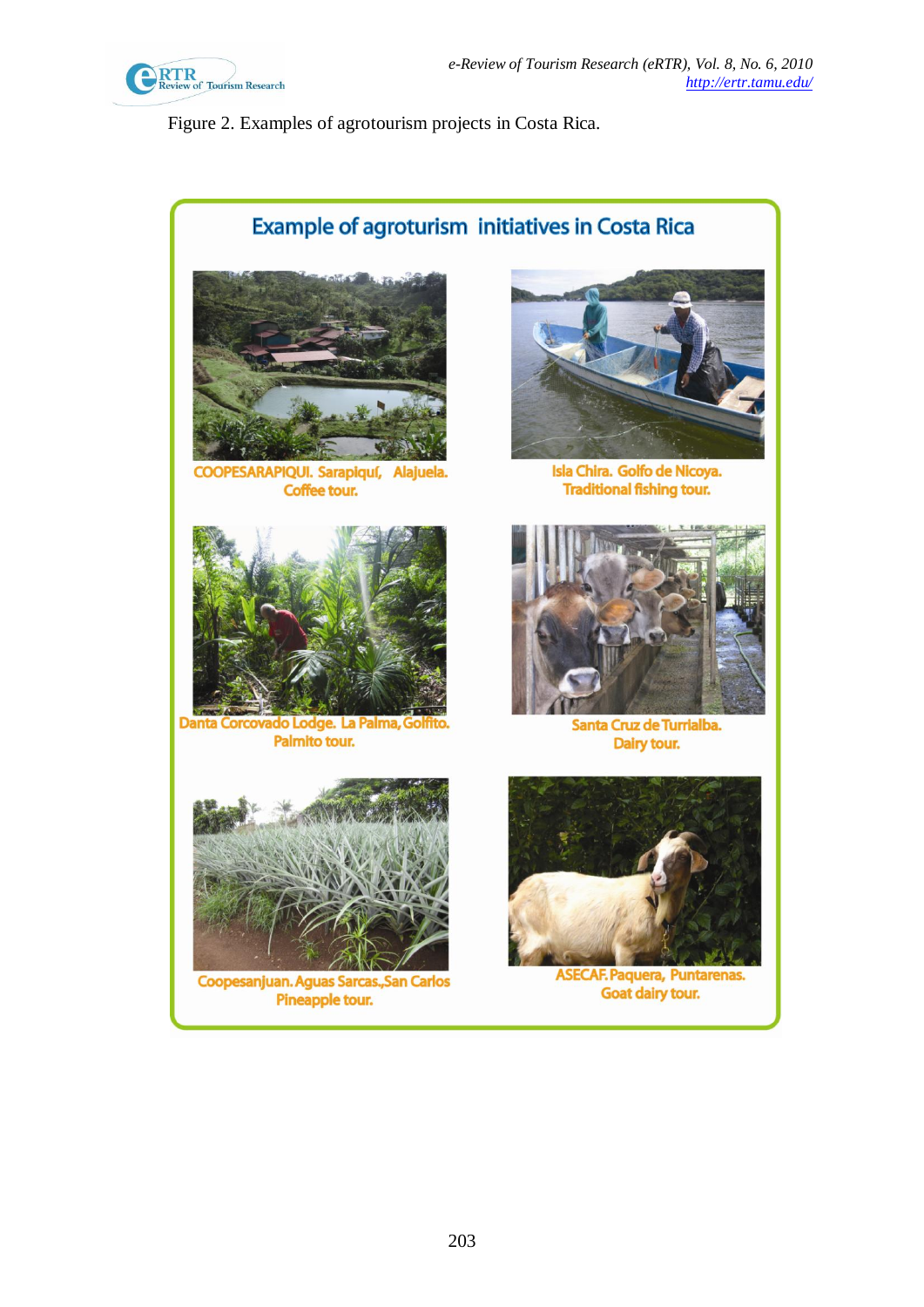Figure 2. Examples of agrotourism projects in Costa Rica.

Example of agroturism initiatives in Costa Rica

COOPESARAPIQUI. Sarapiquí, Alajuela.
Coffee tour.

Isla Chira. Golfo de Nicoya.
Traditional fishing tour.

Danta Corcovado Lodge. La Palma, Golfito.
Palmito tour.

Santa Cruz de Turrialba.
Dairy tour.

Coopesanjuan. Aguas Sarcas, San Carlos
Pineapple tour.

ASECAF. Paquera, Puntarenas.
Goat dairy tour.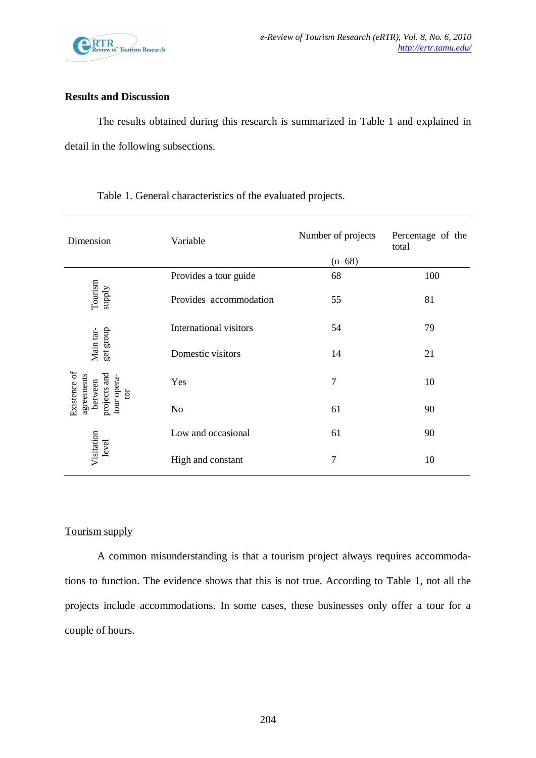## Results and Discussion

The results obtained during this research is summarized in Table 1 and explained in detail in the following subsections.

Table 1. General characteristics of the evaluated projects.

| Dimension | Variable | Number of projects (n=68) | Percentage of the total |
|---|---|---|---|
| Tourism supply | Provides a tour guide | 68 | 100 |
| | Provides accommodation | 55 | 81 |
| Main target group | International visitors | 54 | 79 |
| | Domestic visitors | 14 | 21 |
| Existence of agreements between projects and tour operator | Yes | 7 | 10 |
| | No | 61 | 90 |
| Visitation level | Low and occasional | 61 | 90 |
| | High and constant | 7 | 10 |

Tourism supply

A common misunderstanding is that a tourism project always requires accommodations to function. The evidence shows that this is not true. According to Table 1, not all the projects include accommodations. In some cases, these businesses only offer a tour for a couple of hours.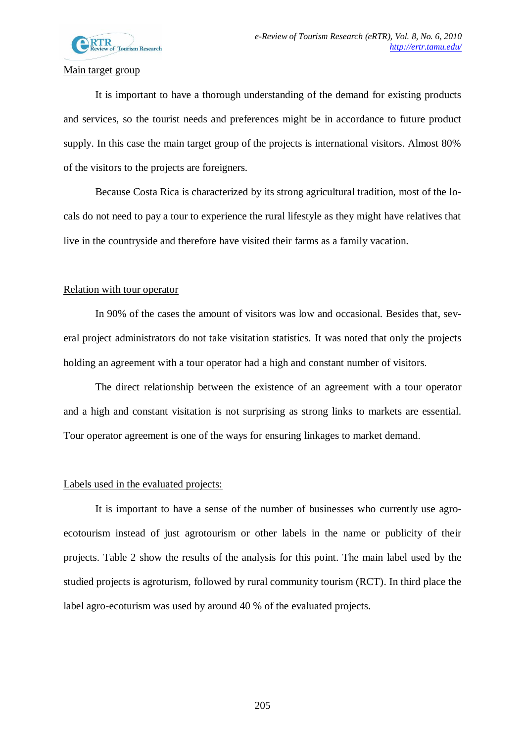Main target group

It is important to have a thorough understanding of the demand for existing products and services, so the tourist needs and preferences might be in accordance to future product supply. In this case the main target group of the projects is international visitors. Almost 80% of the visitors to the projects are foreigners.

Because Costa Rica is characterized by its strong agricultural tradition, most of the locals do not need to pay a tour to experience the rural lifestyle as they might have relatives that live in the countryside and therefore have visited their farms as a family vacation.

Relation with tour operator

In 90% of the cases the amount of visitors was low and occasional. Besides that, several project administrators do not take visitation statistics. It was noted that only the projects holding an agreement with a tour operator had a high and constant number of visitors.

The direct relationship between the existence of an agreement with a tour operator and a high and constant visitation is not surprising as strong links to markets are essential. Tour operator agreement is one of the ways for ensuring linkages to market demand.

Labels used in the evaluated projects:

It is important to have a sense of the number of businesses who currently use agro-ecotourism instead of just agrotourism or other labels in the name or publicity of their projects. Table 2 show the results of the analysis for this point. The main label used by the studied projects is agroturism, followed by rural community tourism (RCT). In third place the label agro-ecoturism was used by around 40 % of the evaluated projects.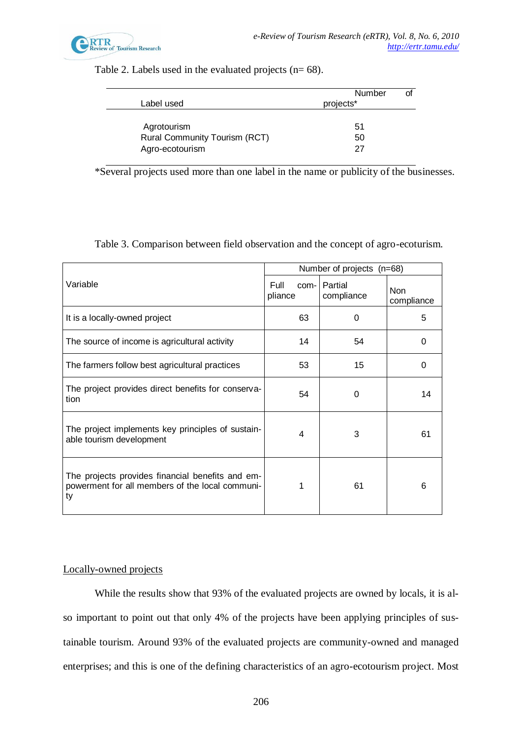Table 2. Labels used in the evaluated projects (n= 68).

| Label used | Number of projects* |
|---|---|
| Agrotourism | 51 |
| Rural Community Tourism (RCT) | 50 |
| Agro-ecotourism | 27 |

*Several projects used more than one label in the name or publicity of the businesses.

Table 3. Comparison between field observation and the concept of agro-ecoturism.

| Variable | Number of projects (n=68) | | |
|---|---|---|---|
| | Full compliance | Partial compliance | Non compliance |
| It is a locally-owned project | 63 | 0 | 5 |
| The source of income is agricultural activity | 14 | 54 | 0 |
| The farmers follow best agricultural practices | 53 | 15 | 0 |
| The project provides direct benefits for conservation | 54 | 0 | 14 |
| The project implements key principles of sustainable tourism development | 4 | 3 | 61 |
| The projects provides financial benefits and empowerment for all members of the local community | 1 | 61 | 6 |

Locally-owned projects

While the results show that 93% of the evaluated projects are owned by locals, it is also important to point out that only 4% of the projects have been applying principles of sustainable tourism. Around 93% of the evaluated projects are community-owned and managed enterprises; and this is one of the defining characteristics of an agro-ecotourism project. Most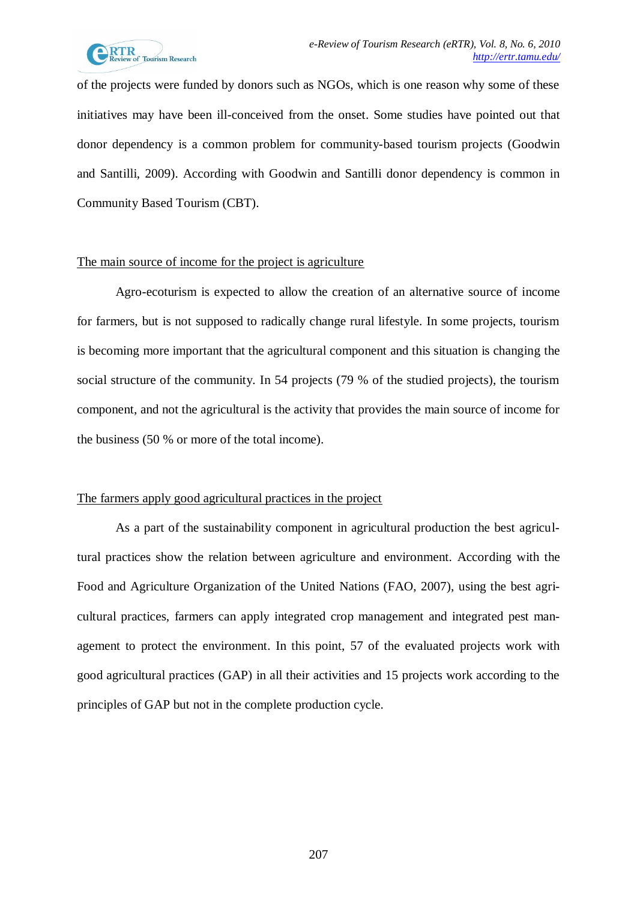of the projects were funded by donors such as NGOs, which is one reason why some of these initiatives may have been ill-conceived from the onset. Some studies have pointed out that donor dependency is a common problem for community-based tourism projects (Goodwin and Santilli, 2009). According with Goodwin and Santilli donor dependency is common in Community Based Tourism (CBT).

<u>The main source of income for the project is agriculture</u>

Agro-ecoturism is expected to allow the creation of an alternative source of income for farmers, but is not supposed to radically change rural lifestyle. In some projects, tourism is becoming more important that the agricultural component and this situation is changing the social structure of the community. In 54 projects (79 % of the studied projects), the tourism component, and not the agricultural is the activity that provides the main source of income for the business (50 % or more of the total income).

<u>The farmers apply good agricultural practices in the project</u>

As a part of the sustainability component in agricultural production the best agricultural practices show the relation between agriculture and environment. According with the Food and Agriculture Organization of the United Nations (FAO, 2007), using the best agricultural practices, farmers can apply integrated crop management and integrated pest management to protect the environment. In this point, 57 of the evaluated projects work with good agricultural practices (GAP) in all their activities and 15 projects work according to the principles of GAP but not in the complete production cycle.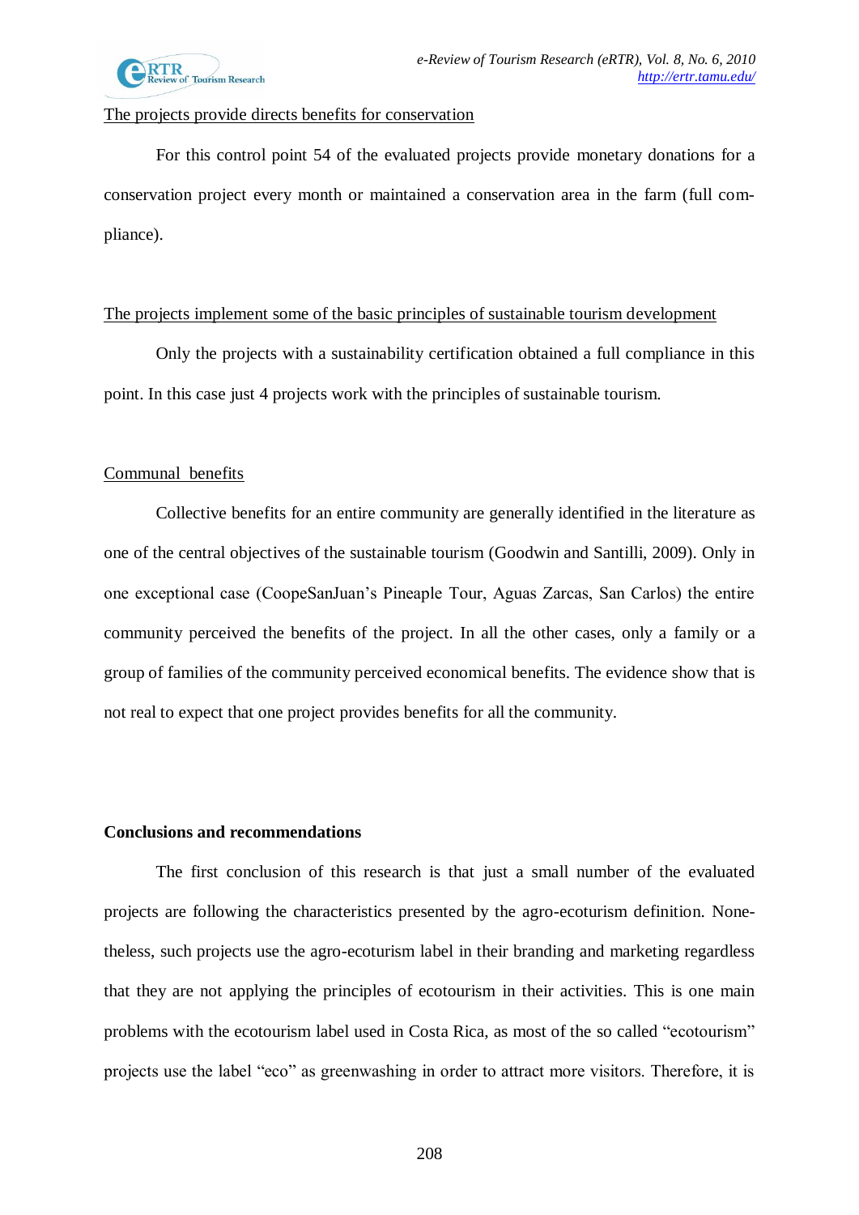The projects provide directs benefits for conservation

For this control point 54 of the evaluated projects provide monetary donations for a conservation project every month or maintained a conservation area in the farm (full compliance).

The projects implement some of the basic principles of sustainable tourism development

Only the projects with a sustainability certification obtained a full compliance in this point. In this case just 4 projects work with the principles of sustainable tourism.

Communal benefits

Collective benefits for an entire community are generally identified in the literature as one of the central objectives of the sustainable tourism (Goodwin and Santilli, 2009). Only in one exceptional case (CoopeSanJuan's Pineaple Tour, Aguas Zarcas, San Carlos) the entire community perceived the benefits of the project. In all the other cases, only a family or a group of families of the community perceived economical benefits. The evidence show that is not real to expect that one project provides benefits for all the community.

**Conclusions and recommendations**

The first conclusion of this research is that just a small number of the evaluated projects are following the characteristics presented by the agro-ecoturism definition. Nonetheless, such projects use the agro-ecoturism label in their branding and marketing regardless that they are not applying the principles of ecotourism in their activities. This is one main problems with the ecotourism label used in Costa Rica, as most of the so called "ecotourism" projects use the label "eco" as greenwashing in order to attract more visitors. Therefore, it is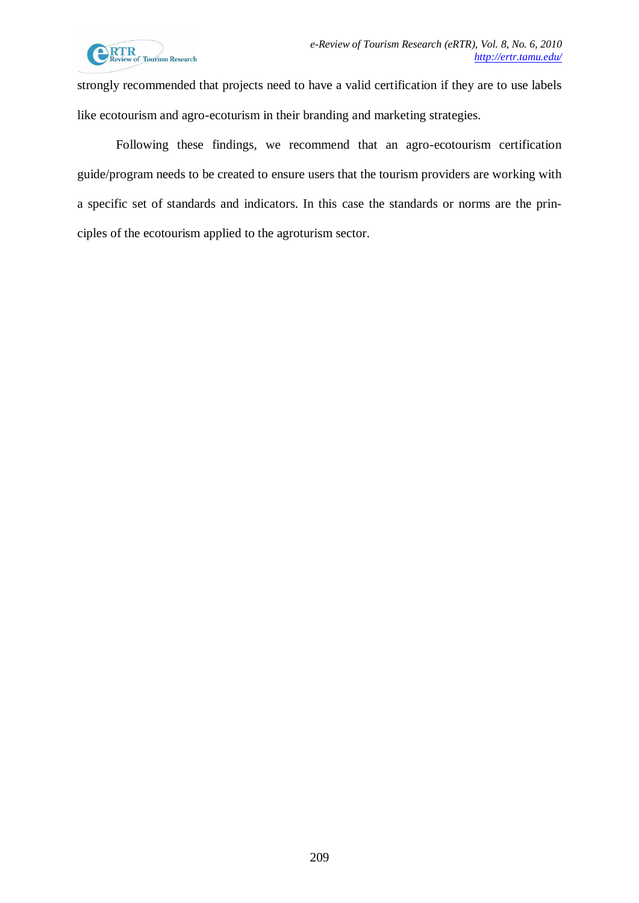strongly recommended that projects need to have a valid certification if they are to use labels like ecotourism and agro-ecoturism in their branding and marketing strategies.

Following these findings, we recommend that an agro-ecotourism certification guide/program needs to be created to ensure users that the tourism providers are working with a specific set of standards and indicators. In this case the standards or norms are the principles of the ecotourism applied to the agroturism sector.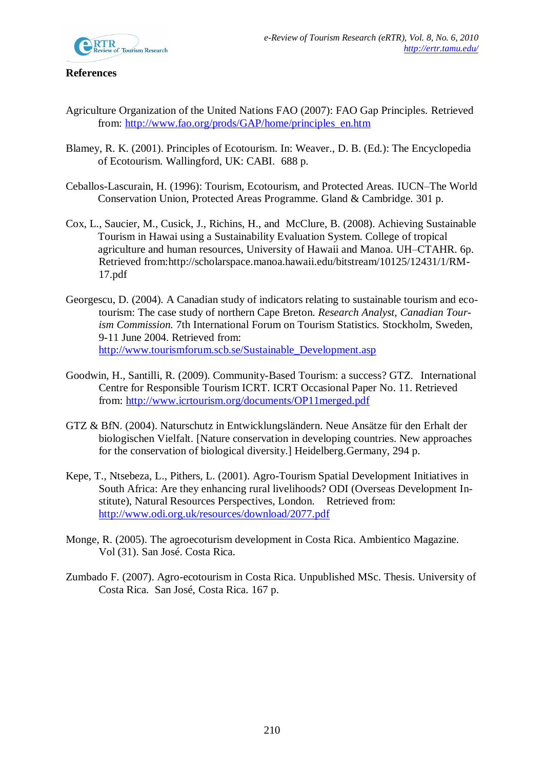## References

Agriculture Organization of the United Nations FAO (2007): FAO Gap Principles. Retrieved from: http://www.fao.org/prods/GAP/home/principles_en.htm

Blamey, R. K. (2001). Principles of Ecotourism. In: Weaver., D. B. (Ed.): The Encyclopedia of Ecotourism. Wallingford, UK: CABI. 688 p.

Ceballos-Lascurain, H. (1996): Tourism, Ecotourism, and Protected Areas. IUCN–The World Conservation Union, Protected Areas Programme. Gland & Cambridge. 301 p.

Cox, L., Saucier, M., Cusick, J., Richins, H., and McClure, B. (2008). Achieving Sustainable Tourism in Hawai using a Sustainability Evaluation System. College of tropical agriculture and human resources, University of Hawaii and Manoa. UH–CTAHR. 6p. Retrieved from:http://scholarspace.manoa.hawaii.edu/bitstream/10125/12431/1/RM-17.pdf

Georgescu, D. (2004). A Canadian study of indicators relating to sustainable tourism and eco-tourism: The case study of northern Cape Breton. *Research Analyst, Canadian Tourism Commission.* 7th International Forum on Tourism Statistics. Stockholm, Sweden, 9-11 June 2004. Retrieved from: http://www.tourismforum.scb.se/Sustainable_Development.asp

Goodwin, H., Santilli, R. (2009). Community-Based Tourism: a success? GTZ. International Centre for Responsible Tourism ICRT. ICRT Occasional Paper No. 11. Retrieved from: http://www.icrtourism.org/documents/OP11merged.pdf

GTZ & BfN. (2004). Naturschutz in Entwicklungsländern. Neue Ansätze für den Erhalt der biologischen Vielfalt. [Nature conservation in developing countries. New approaches for the conservation of biological diversity.] Heidelberg.Germany, 294 p.

Kepe, T., Ntsebeza, L., Pithers, L. (2001). Agro-Tourism Spatial Development Initiatives in South Africa: Are they enhancing rural livelihoods? ODI (Overseas Development Institute), Natural Resources Perspectives, London. Retrieved from: http://www.odi.org.uk/resources/download/2077.pdf

Monge, R. (2005). The agroecoturism development in Costa Rica. Ambientico Magazine. Vol (31). San José. Costa Rica.

Zumbado F. (2007). Agro-ecotourism in Costa Rica. Unpublished MSc. Thesis. University of Costa Rica. San José, Costa Rica. 167 p.